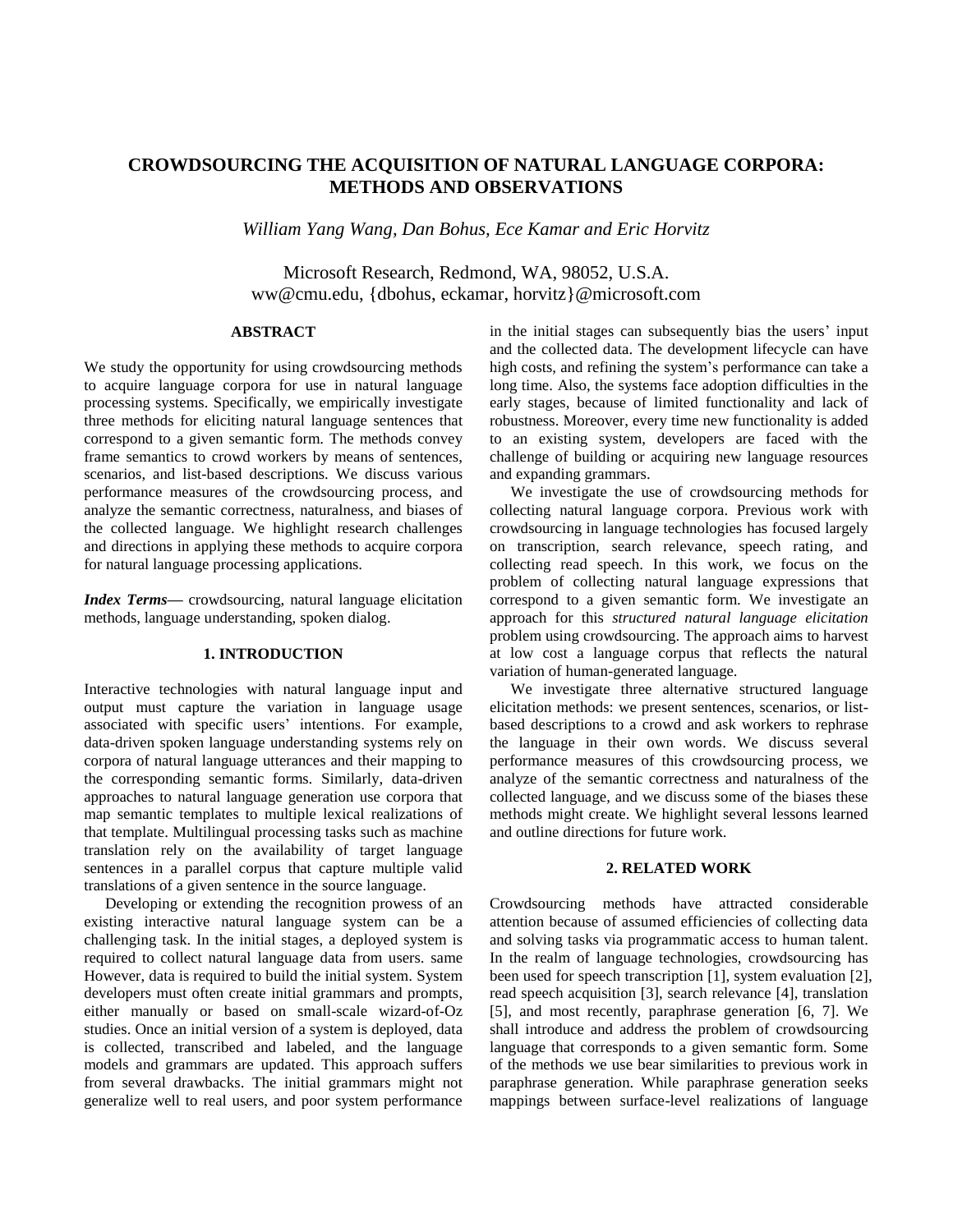# CROWDSOURCING THE ACQUISITION OF NATURAL LANGUAGE CORPORA: METHODS AND OBSERVATIONS

*William Yang Wang, Dan Bohus, Ece Kamar and Eric Horvitz*

Microsoft Research, Redmond, WA, 98052, U.S.A.
ww@cmu.edu, {dbohus, eckamar, horvitz}@microsoft.com

## ABSTRACT

We study the opportunity for using crowdsourcing methods to acquire language corpora for use in natural language processing systems. Specifically, we empirically investigate three methods for eliciting natural language sentences that correspond to a given semantic form. The methods convey frame semantics to crowd workers by means of sentences, scenarios, and list-based descriptions. We discuss various performance measures of the crowdsourcing process, and analyze the semantic correctness, naturalness, and biases of the collected language. We highlight research challenges and directions in applying these methods to acquire corpora for natural language processing applications.

***Index Terms*—** crowdsourcing, natural language elicitation methods, language understanding, spoken dialog.

## 1. INTRODUCTION

Interactive technologies with natural language input and output must capture the variation in language usage associated with specific users' intentions. For example, data-driven spoken language understanding systems rely on corpora of natural language utterances and their mapping to the corresponding semantic forms. Similarly, data-driven approaches to natural language generation use corpora that map semantic templates to multiple lexical realizations of that template. Multilingual processing tasks such as machine translation rely on the availability of target language sentences in a parallel corpus that capture multiple valid translations of a given sentence in the source language.

Developing or extending the recognition prowess of an existing interactive natural language system can be a challenging task. In the initial stages, a deployed system is required to collect natural language data from users. same However, data is required to build the initial system. System developers must often create initial grammars and prompts, either manually or based on small-scale wizard-of-Oz studies. Once an initial version of a system is deployed, data is collected, transcribed and labeled, and the language models and grammars are updated. This approach suffers from several drawbacks. The initial grammars might not generalize well to real users, and poor system performance in the initial stages can subsequently bias the users' input and the collected data. The development lifecycle can have high costs, and refining the system's performance can take a long time. Also, the systems face adoption difficulties in the early stages, because of limited functionality and lack of robustness. Moreover, every time new functionality is added to an existing system, developers are faced with the challenge of building or acquiring new language resources and expanding grammars.

We investigate the use of crowdsourcing methods for collecting natural language corpora. Previous work with crowdsourcing in language technologies has focused largely on transcription, search relevance, speech rating, and collecting read speech. In this work, we focus on the problem of collecting natural language expressions that correspond to a given semantic form. We investigate an approach for this *structured natural language elicitation* problem using crowdsourcing. The approach aims to harvest at low cost a language corpus that reflects the natural variation of human-generated language.

We investigate three alternative structured language elicitation methods: we present sentences, scenarios, or list-based descriptions to a crowd and ask workers to rephrase the language in their own words. We discuss several performance measures of this crowdsourcing process, we analyze of the semantic correctness and naturalness of the collected language, and we discuss some of the biases these methods might create. We highlight several lessons learned and outline directions for future work.

## 2. RELATED WORK

Crowdsourcing methods have attracted considerable attention because of assumed efficiencies of collecting data and solving tasks via programmatic access to human talent. In the realm of language technologies, crowdsourcing has been used for speech transcription [1], system evaluation [2], read speech acquisition [3], search relevance [4], translation [5], and most recently, paraphrase generation [6, 7]. We shall introduce and address the problem of crowdsourcing language that corresponds to a given semantic form. Some of the methods we use bear similarities to previous work in paraphrase generation. While paraphrase generation seeks mappings between surface-level realizations of language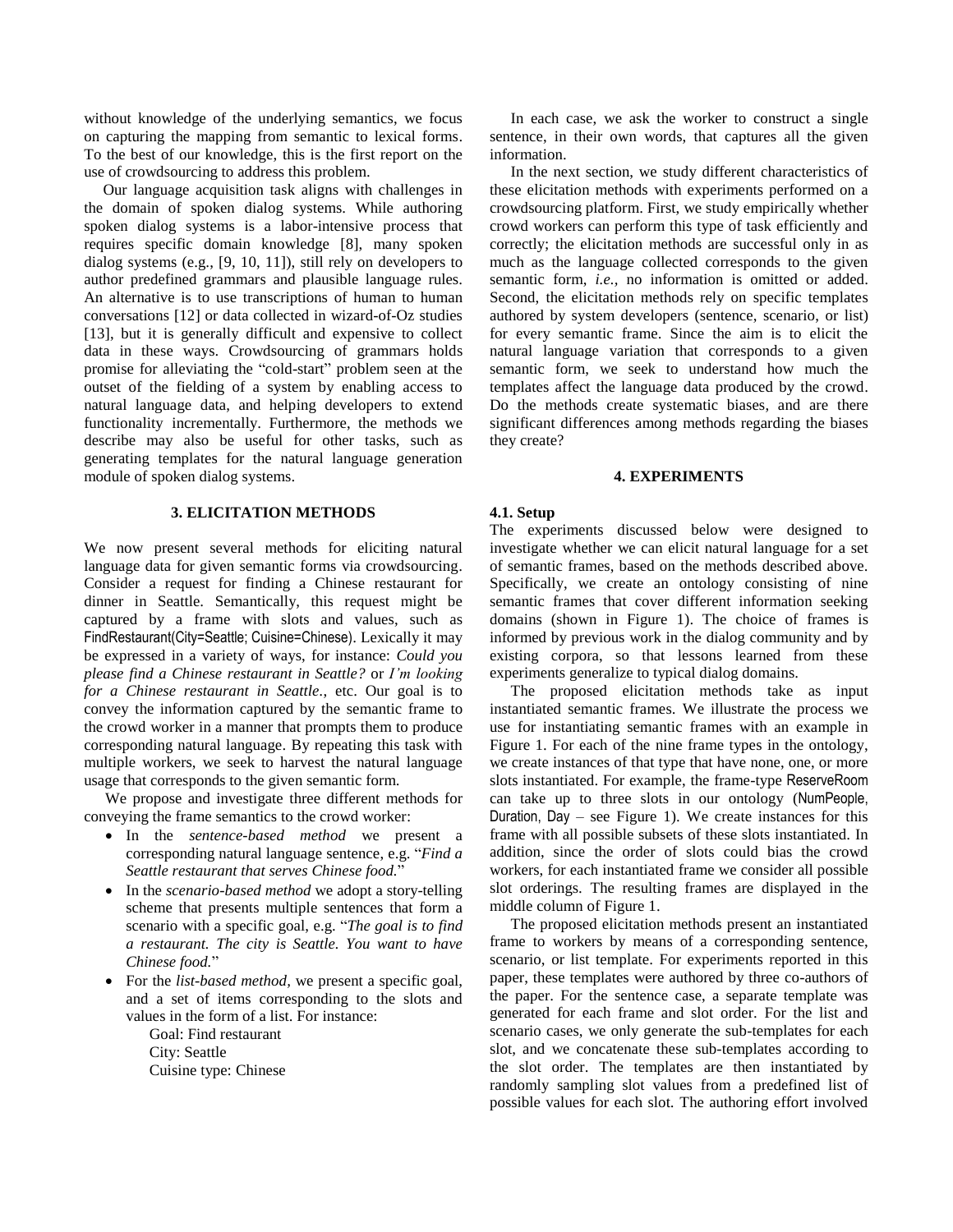without knowledge of the underlying semantics, we focus on capturing the mapping from semantic to lexical forms. To the best of our knowledge, this is the first report on the use of crowdsourcing to address this problem.

Our language acquisition task aligns with challenges in the domain of spoken dialog systems. While authoring spoken dialog systems is a labor-intensive process that requires specific domain knowledge [8], many spoken dialog systems (e.g., [9, 10, 11]), still rely on developers to author predefined grammars and plausible language rules. An alternative is to use transcriptions of human to human conversations [12] or data collected in wizard-of-Oz studies [13], but it is generally difficult and expensive to collect data in these ways. Crowdsourcing of grammars holds promise for alleviating the "cold-start" problem seen at the outset of the fielding of a system by enabling access to natural language data, and helping developers to extend functionality incrementally. Furthermore, the methods we describe may also be useful for other tasks, such as generating templates for the natural language generation module of spoken dialog systems.

## 3. ELICITATION METHODS

We now present several methods for eliciting natural language data for given semantic forms via crowdsourcing. Consider a request for finding a Chinese restaurant for dinner in Seattle. Semantically, this request might be captured by a frame with slots and values, such as FindRestaurant(City=Seattle; Cuisine=Chinese). Lexically it may be expressed in a variety of ways, for instance: *Could you please find a Chinese restaurant in Seattle?* or *I'm looking for a Chinese restaurant in Seattle*., etc. Our goal is to convey the information captured by the semantic frame to the crowd worker in a manner that prompts them to produce corresponding natural language. By repeating this task with multiple workers, we seek to harvest the natural language usage that corresponds to the given semantic form.

We propose and investigate three different methods for conveying the frame semantics to the crowd worker:

- In the *sentence-based method* we present a corresponding natural language sentence, e.g. "*Find a Seattle restaurant that serves Chinese food.*"
- In the *scenario-based method* we adopt a story-telling scheme that presents multiple sentences that form a scenario with a specific goal, e.g. "*The goal is to find a restaurant. The city is Seattle. You want to have Chinese food.*"
- For the *list-based method,* we present a specific goal, and a set of items corresponding to the slots and values in the form of a list. For instance:

  Goal: Find restaurant
  City: Seattle
  Cuisine type: Chinese

In each case, we ask the worker to construct a single sentence, in their own words, that captures all the given information.

In the next section, we study different characteristics of these elicitation methods with experiments performed on a crowdsourcing platform. First, we study empirically whether crowd workers can perform this type of task efficiently and correctly; the elicitation methods are successful only in as much as the language collected corresponds to the given semantic form, *i.e.,* no information is omitted or added. Second, the elicitation methods rely on specific templates authored by system developers (sentence, scenario, or list) for every semantic frame. Since the aim is to elicit the natural language variation that corresponds to a given semantic form, we seek to understand how much the templates affect the language data produced by the crowd. Do the methods create systematic biases, and are there significant differences among methods regarding the biases they create?

## 4. EXPERIMENTS

### 4.1. Setup

The experiments discussed below were designed to investigate whether we can elicit natural language for a set of semantic frames, based on the methods described above. Specifically, we create an ontology consisting of nine semantic frames that cover different information seeking domains (shown in Figure 1). The choice of frames is informed by previous work in the dialog community and by existing corpora, so that lessons learned from these experiments generalize to typical dialog domains.

The proposed elicitation methods take as input instantiated semantic frames. We illustrate the process we use for instantiating semantic frames with an example in Figure 1. For each of the nine frame types in the ontology, we create instances of that type that have none, one, or more slots instantiated. For example, the frame-type ReserveRoom can take up to three slots in our ontology (NumPeople, Duration, Day – see Figure 1). We create instances for this frame with all possible subsets of these slots instantiated. In addition, since the order of slots could bias the crowd workers, for each instantiated frame we consider all possible slot orderings. The resulting frames are displayed in the middle column of Figure 1.

The proposed elicitation methods present an instantiated frame to workers by means of a corresponding sentence, scenario, or list template. For experiments reported in this paper, these templates were authored by three co-authors of the paper. For the sentence case, a separate template was generated for each frame and slot order. For the list and scenario cases, we only generate the sub-templates for each slot, and we concatenate these sub-templates according to the slot order. The templates are then instantiated by randomly sampling slot values from a predefined list of possible values for each slot. The authoring effort involved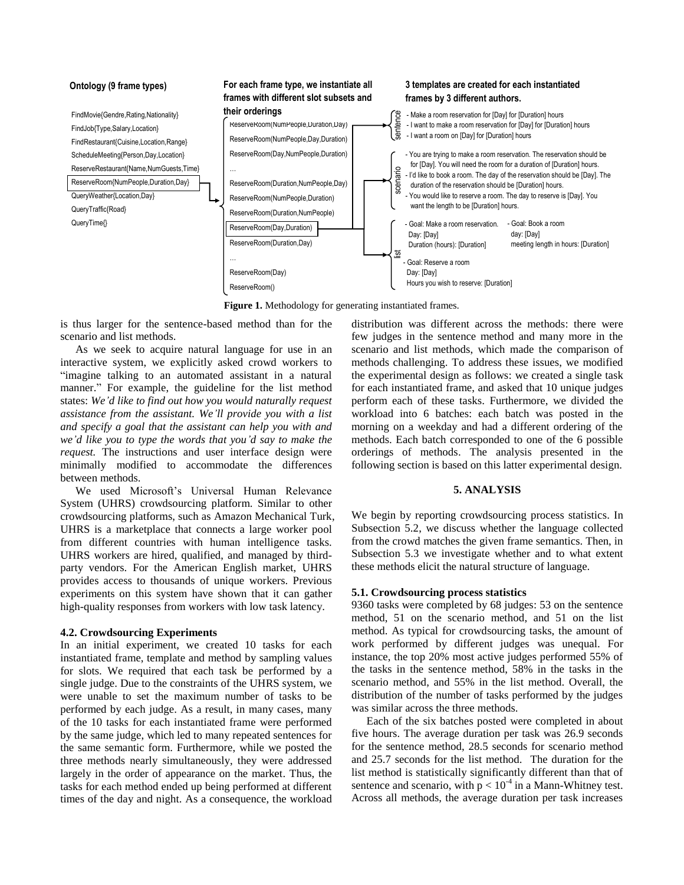**Ontology (9 frame types)**

FindMovie{Gendre,Rating,Nationality}
FindJob{Type,Salary,Location}
FindRestaurant{Cuisine,Location,Range}
ScheduleMeeting{Person,Day,Location}
ReserveRestaurant{Name,NumGuests,Time}
ReserveRoom{NumPeople,Duration,Day}
QueryWeather{Location,Day}
QueryTraffic{Road}
QueryTime{}

**For each frame type, we instantiate all frames with different slot subsets and their orderings**

ReserveRoom(NumPeople,Duration,Day)
ReserveRoom(NumPeople,Day,Duration)
ReserveRoom(Day,NumPeople,Duration)
…
ReserveRoom(Duration,NumPeople,Day)
ReserveRoom(NumPeople,Duration)
ReserveRoom(Duration,NumPeople)
ReserveRoom(Day,Duration)
ReserveRoom(Duration,Day)
…
ReserveRoom(Day)
ReserveRoom()

**3 templates are created for each instantiated frames by 3 different authors.**

sentence
- Make a room reservation for [Day] for [Duration] hours
- I want to make a room reservation for [Day] for [Duration] hours
- I want a room on [Day] for [Duration] hours

scenario
- You are trying to make a room reservation. The reservation should be for [Day]. You will need the room for a duration of [Duration] hours.
- I'd like to book a room. The day of the reservation should be [Day]. The duration of the reservation should be [Duration] hours.
- You would like to reserve a room. The day to reserve is [Day]. You want the length to be [Duration] hours.

list
- Goal: Make a room reservation. Day: [Day] Duration (hours): [Duration]
- Goal: Book a room day: [Day] meeting length in hours: [Duration]
- Goal: Reserve a room Day: [Day] Hours you wish to reserve: [Duration]

**Figure 1.** Methodology for generating instantiated frames.

is thus larger for the sentence-based method than for the scenario and list methods.

As we seek to acquire natural language for use in an interactive system, we explicitly asked crowd workers to "imagine talking to an automated assistant in a natural manner." For example, the guideline for the list method states: *We'd like to find out how you would naturally request assistance from the assistant. We'll provide you with a list and specify a goal that the assistant can help you with and we'd like you to type the words that you'd say to make the request.* The instructions and user interface design were minimally modified to accommodate the differences between methods.

We used Microsoft's Universal Human Relevance System (UHRS) crowdsourcing platform. Similar to other crowdsourcing platforms, such as Amazon Mechanical Turk, UHRS is a marketplace that connects a large worker pool from different countries with human intelligence tasks. UHRS workers are hired, qualified, and managed by third-party vendors. For the American English market, UHRS provides access to thousands of unique workers. Previous experiments on this system have shown that it can gather high-quality responses from workers with low task latency.

### 4.2. Crowdsourcing Experiments

In an initial experiment, we created 10 tasks for each instantiated frame, template and method by sampling values for slots. We required that each task be performed by a single judge. Due to the constraints of the UHRS system, we were unable to set the maximum number of tasks to be performed by each judge. As a result, in many cases, many of the 10 tasks for each instantiated frame were performed by the same judge, which led to many repeated sentences for the same semantic form. Furthermore, while we posted the three methods nearly simultaneously, they were addressed largely in the order of appearance on the market. Thus, the tasks for each method ended up being performed at different times of the day and night. As a consequence, the workload distribution was different across the methods: there were few judges in the sentence method and many more in the scenario and list methods, which made the comparison of methods challenging. To address these issues, we modified the experimental design as follows: we created a single task for each instantiated frame, and asked that 10 unique judges perform each of these tasks. Furthermore, we divided the workload into 6 batches: each batch was posted in the morning on a weekday and had a different ordering of the methods. Each batch corresponded to one of the 6 possible orderings of methods. The analysis presented in the following section is based on this latter experimental design.

## 5. ANALYSIS

We begin by reporting crowdsourcing process statistics. In Subsection 5.2, we discuss whether the language collected from the crowd matches the given frame semantics. Then, in Subsection 5.3 we investigate whether and to what extent these methods elicit the natural structure of language.

### 5.1. Crowdsourcing process statistics

9360 tasks were completed by 68 judges: 53 on the sentence method, 51 on the scenario method, and 51 on the list method. As typical for crowdsourcing tasks, the amount of work performed by different judges was unequal. For instance, the top 20% most active judges performed 55% of the tasks in the sentence method, 58% in the tasks in the scenario method, and 55% in the list method. Overall, the distribution of the number of tasks performed by the judges was similar across the three methods.

Each of the six batches posted were completed in about five hours. The average duration per task was 26.9 seconds for the sentence method, 28.5 seconds for scenario method and 25.7 seconds for the list method. The duration for the list method is statistically significantly different than that of sentence and scenario, with $p < 10^{-4}$ in a Mann-Whitney test. Across all methods, the average duration per task increases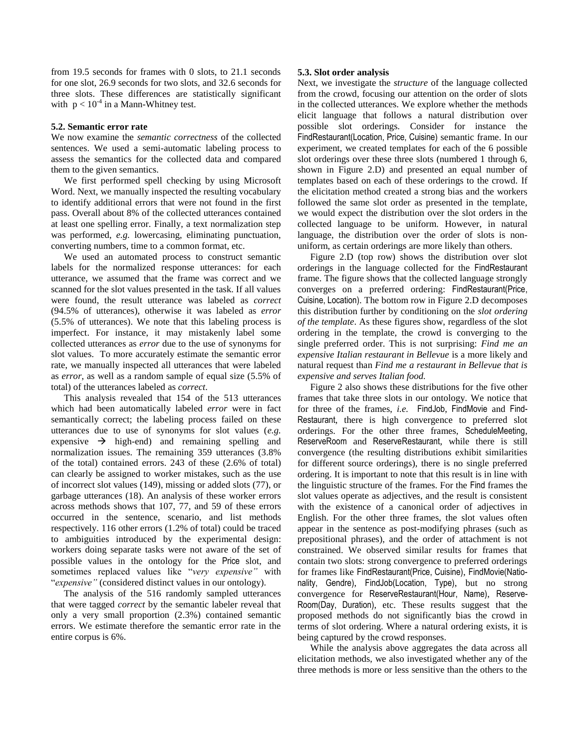from 19.5 seconds for frames with 0 slots, to 21.1 seconds for one slot, 26.9 seconds for two slots, and 32.6 seconds for three slots. These differences are statistically significant with $p < 10^{-4}$ in a Mann-Whitney test.

### 5.2. Semantic error rate

We now examine the *semantic correctness* of the collected sentences. We used a semi-automatic labeling process to assess the semantics for the collected data and compared them to the given semantics.

We first performed spell checking by using Microsoft Word. Next, we manually inspected the resulting vocabulary to identify additional errors that were not found in the first pass. Overall about 8% of the collected utterances contained at least one spelling error. Finally, a text normalization step was performed, *e.g.* lowercasing, eliminating punctuation, converting numbers, time to a common format, etc.

We used an automated process to construct semantic labels for the normalized response utterances: for each utterance, we assumed that the frame was correct and we scanned for the slot values presented in the task. If all values were found, the result utterance was labeled as *correct* (94.5% of utterances), otherwise it was labeled as *error* (5.5% of utterances). We note that this labeling process is imperfect. For instance, it may mistakenly label some collected utterances as *error* due to the use of synonyms for slot values. To more accurately estimate the semantic error rate, we manually inspected all utterances that were labeled as *error*, as well as a random sample of equal size (5.5% of total) of the utterances labeled as *correct*.

This analysis revealed that 154 of the 513 utterances which had been automatically labeled *error* were in fact semantically correct; the labeling process failed on these utterances due to use of synonyms for slot values (*e.g.* expensive → high-end) and remaining spelling and normalization issues. The remaining 359 utterances (3.8% of the total) contained errors. 243 of these (2.6% of total) can clearly be assigned to worker mistakes, such as the use of incorrect slot values (149), missing or added slots (77), or garbage utterances (18). An analysis of these worker errors across methods shows that 107, 77, and 59 of these errors occurred in the sentence, scenario, and list methods respectively. 116 other errors (1.2% of total) could be traced to ambiguities introduced by the experimental design: workers doing separate tasks were not aware of the set of possible values in the ontology for the Price slot, and sometimes replaced values like "*very expensive*" with "*expensive*" (considered distinct values in our ontology).

The analysis of the 516 randomly sampled utterances that were tagged *correct* by the semantic labeler reveal that only a very small proportion (2.3%) contained semantic errors. We estimate therefore the semantic error rate in the entire corpus is 6%.

### 5.3. Slot order analysis

Next, we investigate the *structure* of the language collected from the crowd, focusing our attention on the order of slots in the collected utterances. We explore whether the methods elicit language that follows a natural distribution over possible slot orderings. Consider for instance the FindRestaurant(Location, Price, Cuisine) semantic frame. In our experiment, we created templates for each of the 6 possible slot orderings over these three slots (numbered 1 through 6, shown in Figure 2.D) and presented an equal number of templates based on each of these orderings to the crowd. If the elicitation method created a strong bias and the workers followed the same slot order as presented in the template, we would expect the distribution over the slot orders in the collected language to be uniform. However, in natural language, the distribution over the order of slots is non-uniform, as certain orderings are more likely than others.

Figure 2.D (top row) shows the distribution over slot orderings in the language collected for the FindRestaurant frame. The figure shows that the collected language strongly converges on a preferred ordering: FindRestaurant(Price, Cuisine, Location). The bottom row in Figure 2.D decomposes this distribution further by conditioning on the *slot ordering of the template*. As these figures show, regardless of the slot ordering in the template, the crowd is converging to the single preferred order. This is not surprising: *Find me an expensive Italian restaurant in Bellevue* is a more likely and natural request than *Find me a restaurant in Bellevue that is expensive and serves Italian food.*

Figure 2 also shows these distributions for the five other frames that take three slots in our ontology. We notice that for three of the frames, *i.e.* FindJob, FindMovie and FindRestaurant, there is high convergence to preferred slot orderings. For the other three frames, ScheduleMeeting, ReserveRoom and ReserveRestaurant, while there is still convergence (the resulting distributions exhibit similarities for different source orderings), there is no single preferred ordering. It is important to note that this result is in line with the linguistic structure of the frames. For the Find frames the slot values operate as adjectives, and the result is consistent with the existence of a canonical order of adjectives in English. For the other three frames, the slot values often appear in the sentence as post-modifying phrases (such as prepositional phrases), and the order of attachment is not constrained. We observed similar results for frames that contain two slots: strong convergence to preferred orderings for frames like FindRestaurant(Price, Cuisine), FindMovie(Nationality, Gendre), FindJob(Location, Type), but no strong convergence for ReserveRestaurant(Hour, Name), ReserveRoom(Day, Duration), etc. These results suggest that the proposed methods do not significantly bias the crowd in terms of slot ordering. Where a natural ordering exists, it is being captured by the crowd responses.

While the analysis above aggregates the data across all elicitation methods, we also investigated whether any of the three methods is more or less sensitive than the others to the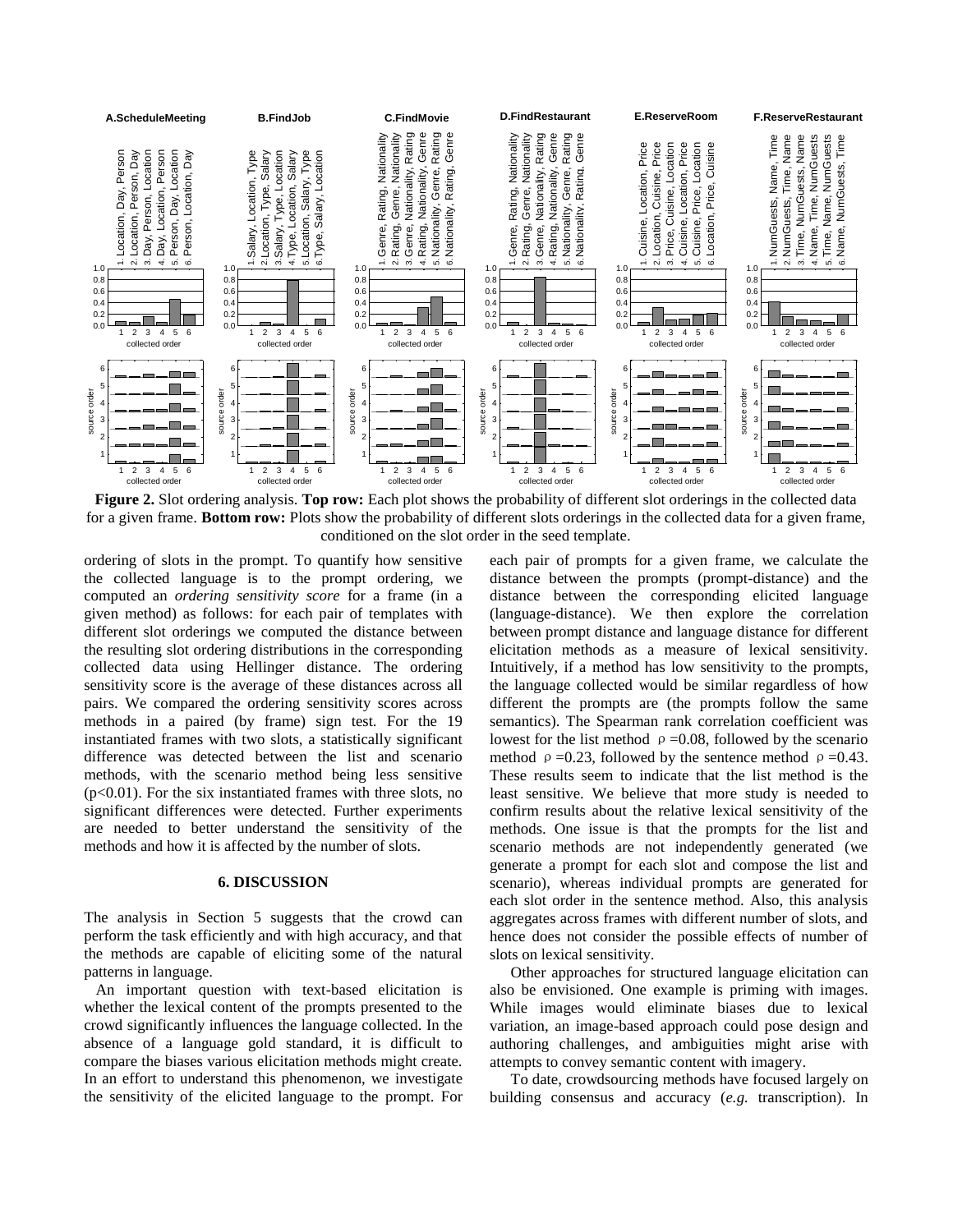**Figure 2.** Slot ordering analysis. **Top row:** Each plot shows the probability of different slot orderings in the collected data for a given frame. **Bottom row:** Plots show the probability of different slots orderings in the collected data for a given frame, conditioned on the slot order in the seed template.

ordering of slots in the prompt. To quantify how sensitive the collected language is to the prompt ordering, we computed an *ordering sensitivity score* for a frame (in a given method) as follows: for each pair of templates with different slot orderings we computed the distance between the resulting slot ordering distributions in the corresponding collected data using Hellinger distance. The ordering sensitivity score is the average of these distances across all pairs. We compared the ordering sensitivity scores across methods in a paired (by frame) sign test. For the 19 instantiated frames with two slots, a statistically significant difference was detected between the list and scenario methods, with the scenario method being less sensitive ($p<0.01$). For the six instantiated frames with three slots, no significant differences were detected. Further experiments are needed to better understand the sensitivity of the methods and how it is affected by the number of slots.

## 6. DISCUSSION

The analysis in Section 5 suggests that the crowd can perform the task efficiently and with high accuracy, and that the methods are capable of eliciting some of the natural patterns in language.

An important question with text-based elicitation is whether the lexical content of the prompts presented to the crowd significantly influences the language collected. In the absence of a language gold standard, it is difficult to compare the biases various elicitation methods might create. In an effort to understand this phenomenon, we investigate the sensitivity of the elicited language to the prompt. For each pair of prompts for a given frame, we calculate the distance between the prompts (prompt-distance) and the distance between the corresponding elicited language (language-distance). We then explore the correlation between prompt distance and language distance for different elicitation methods as a measure of lexical sensitivity. Intuitively, if a method has low sensitivity to the prompts, the language collected would be similar regardless of how different the prompts are (the prompts follow the same semantics). The Spearman rank correlation coefficient was lowest for the list method $\rho=0.08$, followed by the scenario method $\rho=0.23$, followed by the sentence method $\rho=0.43$. These results seem to indicate that the list method is the least sensitive. We believe that more study is needed to confirm results about the relative lexical sensitivity of the methods. One issue is that the prompts for the list and scenario methods are not independently generated (we generate a prompt for each slot and compose the list and scenario), whereas individual prompts are generated for each slot order in the sentence method. Also, this analysis aggregates across frames with different number of slots, and hence does not consider the possible effects of number of slots on lexical sensitivity.

Other approaches for structured language elicitation can also be envisioned. One example is priming with images. While images would eliminate biases due to lexical variation, an image-based approach could pose design and authoring challenges, and ambiguities might arise with attempts to convey semantic content with imagery.

To date, crowdsourcing methods have focused largely on building consensus and accuracy (*e.g.* transcription). In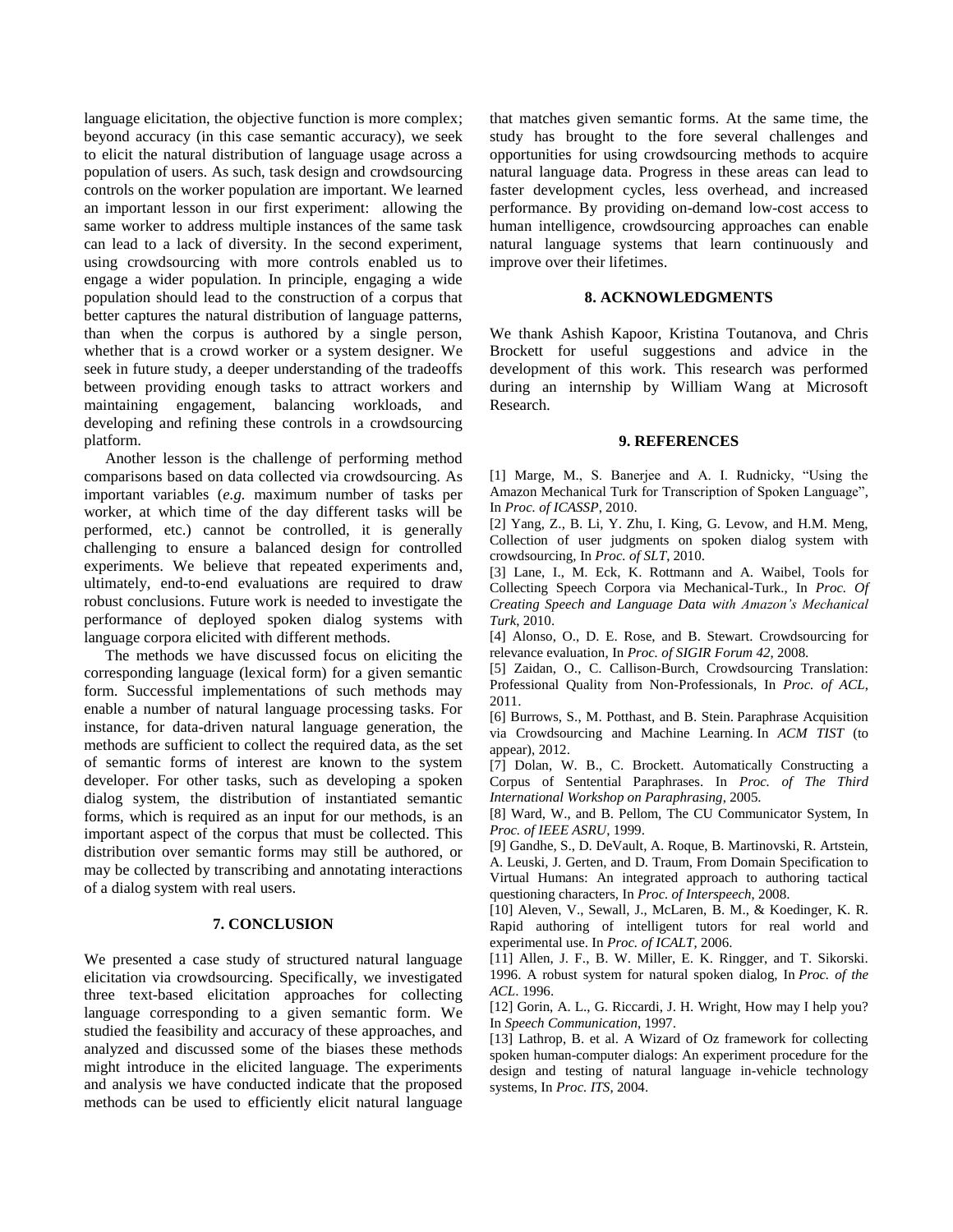language elicitation, the objective function is more complex; beyond accuracy (in this case semantic accuracy), we seek to elicit the natural distribution of language usage across a population of users. As such, task design and crowdsourcing controls on the worker population are important. We learned an important lesson in our first experiment: allowing the same worker to address multiple instances of the same task can lead to a lack of diversity. In the second experiment, using crowdsourcing with more controls enabled us to engage a wider population. In principle, engaging a wide population should lead to the construction of a corpus that better captures the natural distribution of language patterns, than when the corpus is authored by a single person, whether that is a crowd worker or a system designer. We seek in future study, a deeper understanding of the tradeoffs between providing enough tasks to attract workers and maintaining engagement, balancing workloads, and developing and refining these controls in a crowdsourcing platform.

Another lesson is the challenge of performing method comparisons based on data collected via crowdsourcing. As important variables (*e.g.* maximum number of tasks per worker, at which time of the day different tasks will be performed, etc.) cannot be controlled, it is generally challenging to ensure a balanced design for controlled experiments. We believe that repeated experiments and, ultimately, end-to-end evaluations are required to draw robust conclusions. Future work is needed to investigate the performance of deployed spoken dialog systems with language corpora elicited with different methods.

The methods we have discussed focus on eliciting the corresponding language (lexical form) for a given semantic form. Successful implementations of such methods may enable a number of natural language processing tasks. For instance, for data-driven natural language generation, the methods are sufficient to collect the required data, as the set of semantic forms of interest are known to the system developer. For other tasks, such as developing a spoken dialog system, the distribution of instantiated semantic forms, which is required as an input for our methods, is an important aspect of the corpus that must be collected. This distribution over semantic forms may still be authored, or may be collected by transcribing and annotating interactions of a dialog system with real users.

## 7. CONCLUSION

We presented a case study of structured natural language elicitation via crowdsourcing. Specifically, we investigated three text-based elicitation approaches for collecting language corresponding to a given semantic form. We studied the feasibility and accuracy of these approaches, and analyzed and discussed some of the biases these methods might introduce in the elicited language. The experiments and analysis we have conducted indicate that the proposed methods can be used to efficiently elicit natural language that matches given semantic forms. At the same time, the study has brought to the fore several challenges and opportunities for using crowdsourcing methods to acquire natural language data. Progress in these areas can lead to faster development cycles, less overhead, and increased performance. By providing on-demand low-cost access to human intelligence, crowdsourcing approaches can enable natural language systems that learn continuously and improve over their lifetimes.

## 8. ACKNOWLEDGMENTS

We thank Ashish Kapoor, Kristina Toutanova, and Chris Brockett for useful suggestions and advice in the development of this work. This research was performed during an internship by William Wang at Microsoft Research.

## 9. REFERENCES

[1] Marge, M., S. Banerjee and A. I. Rudnicky, "Using the Amazon Mechanical Turk for Transcription of Spoken Language", In *Proc. of ICASSP*, 2010.

[2] Yang, Z., B. Li, Y. Zhu, I. King, G. Levow, and H.M. Meng, Collection of user judgments on spoken dialog system with crowdsourcing, In *Proc. of SLT*, 2010.

[3] Lane, I., M. Eck, K. Rottmann and A. Waibel, Tools for Collecting Speech Corpora via Mechanical-Turk., In *Proc. Of Creating Speech and Language Data with Amazon's Mechanical Turk*, 2010.

[4] Alonso, O., D. E. Rose, and B. Stewart. Crowdsourcing for relevance evaluation, In *Proc. of SIGIR Forum 42*, 2008.

[5] Zaidan, O., C. Callison-Burch, Crowdsourcing Translation: Professional Quality from Non-Professionals, In *Proc. of ACL*, 2011.

[6] Burrows, S., M. Potthast, and B. Stein. Paraphrase Acquisition via Crowdsourcing and Machine Learning. In *ACM TIST* (to appear), 2012.

[7] Dolan, W. B., C. Brockett. Automatically Constructing a Corpus of Sentential Paraphrases. In *Proc. of The Third International Workshop on Paraphrasing*, 2005.

[8] Ward, W., and B. Pellom, The CU Communicator System, In *Proc. of IEEE ASRU*, 1999.

[9] Gandhe, S., D. DeVault, A. Roque, B. Martinovski, R. Artstein, A. Leuski, J. Gerten, and D. Traum, From Domain Specification to Virtual Humans: An integrated approach to authoring tactical questioning characters, In *Proc. of Interspeech*, 2008.

[10] Aleven, V., Sewall, J., McLaren, B. M., & Koedinger, K. R. Rapid authoring of intelligent tutors for real world and experimental use. In *Proc. of ICALT*, 2006.

[11] Allen, J. F., B. W. Miller, E. K. Ringger, and T. Sikorski. 1996. A robust system for natural spoken dialog, In *Proc. of the ACL*. 1996.

[12] Gorin, A. L., G. Riccardi, J. H. Wright, How may I help you? In *Speech Communication*, 1997.

[13] Lathrop, B. et al. A Wizard of Oz framework for collecting spoken human-computer dialogs: An experiment procedure for the design and testing of natural language in-vehicle technology systems, In *Proc. ITS*, 2004.